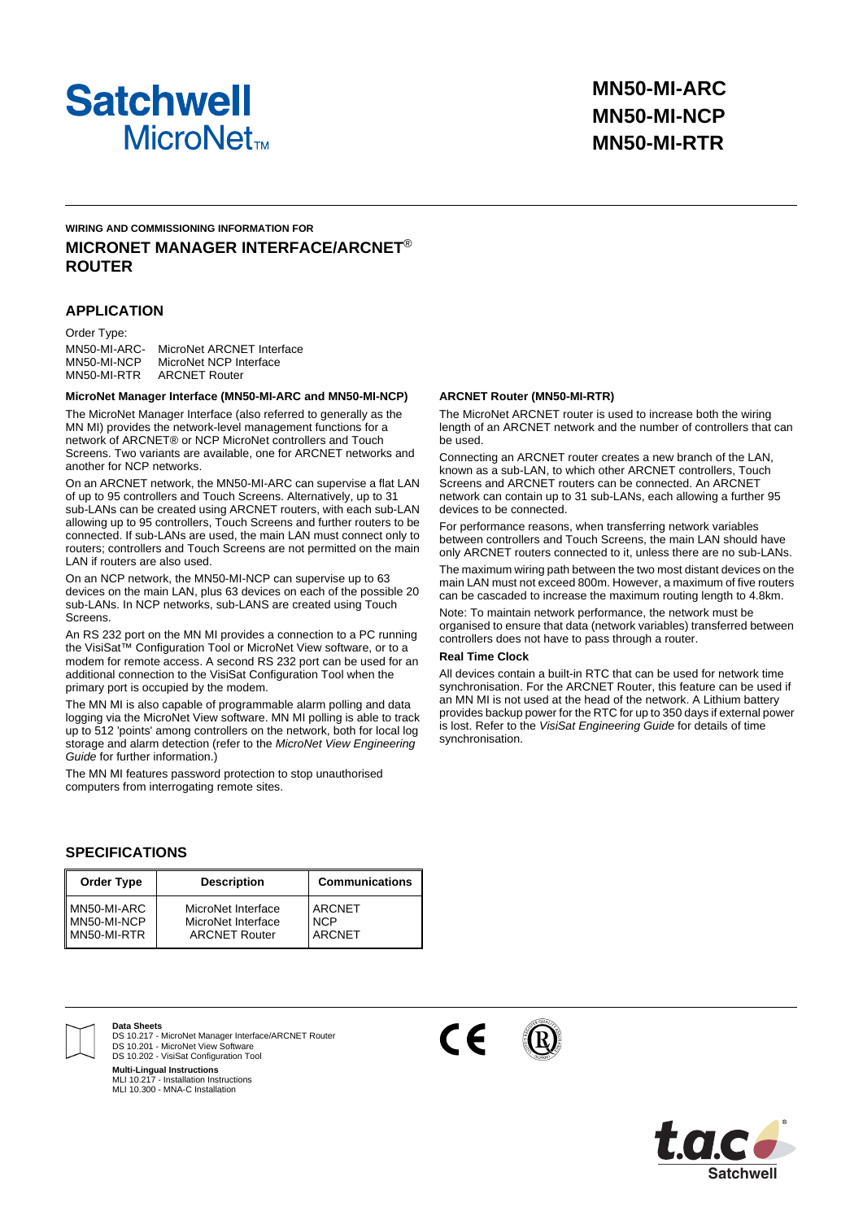# Satchwell MicroNet™

**MN50-MI-ARC**
**MN50-MI-NCP**
**MN50-MI-RTR**

**WIRING AND COMMISSIONING INFORMATION FOR**

## MICRONET MANAGER INTERFACE/ARCNET® ROUTER

## APPLICATION

Order Type:

MN50-MI-ARC- MicroNet ARCNET Interface
MN50-MI-NCP MicroNet NCP Interface
MN50-MI-RTR ARCNET Router

### MicroNet Manager Interface (MN50-MI-ARC and MN50-MI-NCP)

The MicroNet Manager Interface (also referred to generally as the MN MI) provides the network-level management functions for a network of ARCNET® or NCP MicroNet controllers and Touch Screens. Two variants are available, one for ARCNET networks and another for NCP networks.

On an ARCNET network, the MN50-MI-ARC can supervise a flat LAN of up to 95 controllers and Touch Screens. Alternatively, up to 31 sub-LANs can be created using ARCNET routers, with each sub-LAN allowing up to 95 controllers, Touch Screens and further routers to be connected. If sub-LANs are used, the main LAN must connect only to routers; controllers and Touch Screens are not permitted on the main LAN if routers are also used.

On an NCP network, the MN50-MI-NCP can supervise up to 63 devices on the main LAN, plus 63 devices on each of the possible 20 sub-LANs. In NCP networks, sub-LANS are created using Touch Screens.

An RS 232 port on the MN MI provides a connection to a PC running the VisiSat™ Configuration Tool or MicroNet View software, or to a modem for remote access. A second RS 232 port can be used for an additional connection to the VisiSat Configuration Tool when the primary port is occupied by the modem.

The MN MI is also capable of programmable alarm polling and data logging via the MicroNet View software. MN MI polling is able to track up to 512 'points' among controllers on the network, both for local log storage and alarm detection (refer to the *MicroNet View Engineering Guide* for further information.)

The MN MI features password protection to stop unauthorised computers from interrogating remote sites.

### ARCNET Router (MN50-MI-RTR)

The MicroNet ARCNET router is used to increase both the wiring length of an ARCNET network and the number of controllers that can be used.

Connecting an ARCNET router creates a new branch of the LAN, known as a sub-LAN, to which other ARCNET controllers, Touch Screens and ARCNET routers can be connected. An ARCNET network can contain up to 31 sub-LANs, each allowing a further 95 devices to be connected.

For performance reasons, when transferring network variables between controllers and Touch Screens, the main LAN should have only ARCNET routers connected to it, unless there are no sub-LANs.

The maximum wiring path between the two most distant devices on the main LAN must not exceed 800m. However, a maximum of five routers can be cascaded to increase the maximum routing length to 4.8km.

Note: To maintain network performance, the network must be organised to ensure that data (network variables) transferred between controllers does not have to pass through a router.

### Real Time Clock

All devices contain a built-in RTC that can be used for network time synchronisation. For the ARCNET Router, this feature can be used if an MN MI is not used at the head of the network. A Lithium battery provides backup power for the RTC for up to 350 days if external power is lost. Refer to the *VisiSat Engineering Guide* for details of time synchronisation.

## SPECIFICATIONS

| Order Type | Description | Communications |
|---|---|---|
| MN50-MI-ARC | MicroNet Interface | ARCNET |
| MN50-MI-NCP | MicroNet Interface | NCP |
| MN50-MI-RTR | ARCNET Router | ARCNET |

**Data Sheets**
DS 10.217 - MicroNet Manager Interface/ARCNET Router
DS 10.201 - MicroNet View Software
DS 10.202 - VisiSat Configuration Tool

**Multi-Lingual Instructions**
MLI 10.217 - Installation Instructions
MLI 10.300 - MNA-C Installation

t.a.c Satchwell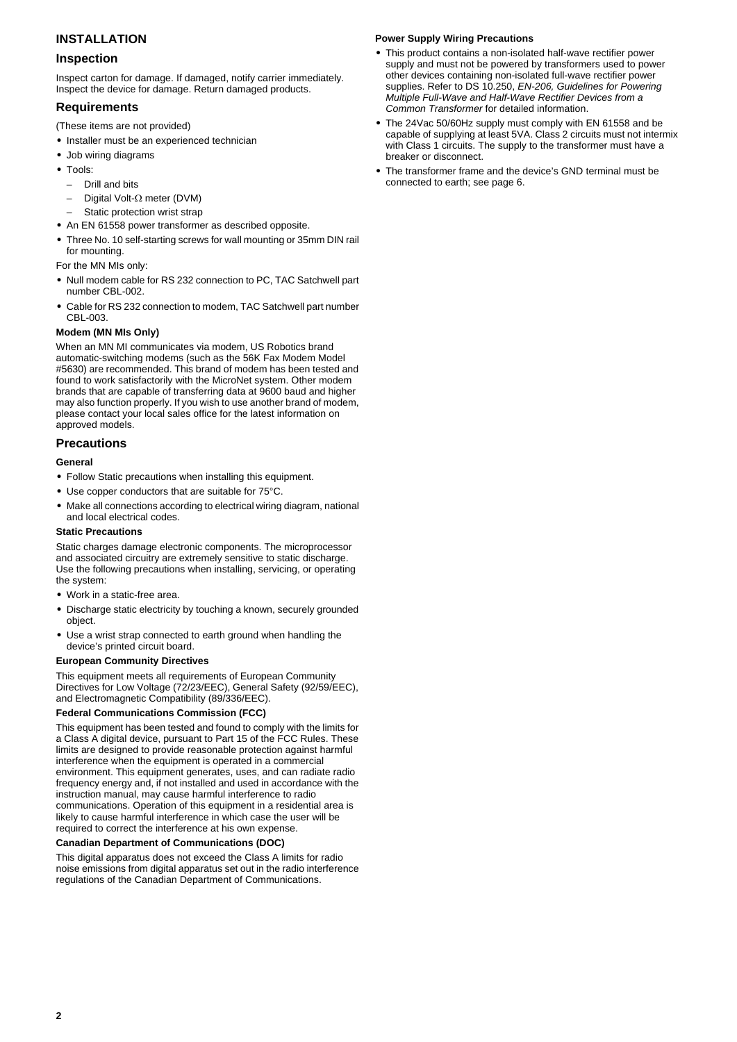# INSTALLATION

## Inspection

Inspect carton for damage. If damaged, notify carrier immediately. Inspect the device for damage. Return damaged products.

## Requirements

(These items are not provided)

- Installer must be an experienced technician
- Job wiring diagrams
- Tools:
  - Drill and bits
  - Digital Volt-Ω meter (DVM)
  - Static protection wrist strap
- An EN 61558 power transformer as described opposite.
- Three No. 10 self-starting screws for wall mounting or 35mm DIN rail for mounting.

For the MN MIs only:

- Null modem cable for RS 232 connection to PC, TAC Satchwell part number CBL-002.
- Cable for RS 232 connection to modem, TAC Satchwell part number CBL-003.

### Modem (MN MIs Only)

When an MN MI communicates via modem, US Robotics brand automatic-switching modems (such as the 56K Fax Modem Model #5630) are recommended. This brand of modem has been tested and found to work satisfactorily with the MicroNet system. Other modem brands that are capable of transferring data at 9600 baud and higher may also function properly. If you wish to use another brand of modem, please contact your local sales office for the latest information on approved models.

## Precautions

### General

- Follow Static precautions when installing this equipment.
- Use copper conductors that are suitable for 75°C.
- Make all connections according to electrical wiring diagram, national and local electrical codes.

### Static Precautions

Static charges damage electronic components. The microprocessor and associated circuitry are extremely sensitive to static discharge. Use the following precautions when installing, servicing, or operating the system:

- Work in a static-free area.
- Discharge static electricity by touching a known, securely grounded object.
- Use a wrist strap connected to earth ground when handling the device's printed circuit board.

### European Community Directives

This equipment meets all requirements of European Community Directives for Low Voltage (72/23/EEC), General Safety (92/59/EEC), and Electromagnetic Compatibility (89/336/EEC).

### Federal Communications Commission (FCC)

This equipment has been tested and found to comply with the limits for a Class A digital device, pursuant to Part 15 of the FCC Rules. These limits are designed to provide reasonable protection against harmful interference when the equipment is operated in a commercial environment. This equipment generates, uses, and can radiate radio frequency energy and, if not installed and used in accordance with the instruction manual, may cause harmful interference to radio communications. Operation of this equipment in a residential area is likely to cause harmful interference in which case the user will be required to correct the interference at his own expense.

### Canadian Department of Communications (DOC)

This digital apparatus does not exceed the Class A limits for radio noise emissions from digital apparatus set out in the radio interference regulations of the Canadian Department of Communications.

### Power Supply Wiring Precautions

- This product contains a non-isolated half-wave rectifier power supply and must not be powered by transformers used to power other devices containing non-isolated full-wave rectifier power supplies. Refer to DS 10.250, *EN-206, Guidelines for Powering Multiple Full-Wave and Half-Wave Rectifier Devices from a Common Transformer* for detailed information.
- The 24Vac 50/60Hz supply must comply with EN 61558 and be capable of supplying at least 5VA. Class 2 circuits must not intermix with Class 1 circuits. The supply to the transformer must have a breaker or disconnect.
- The transformer frame and the device's GND terminal must be connected to earth; see page 6.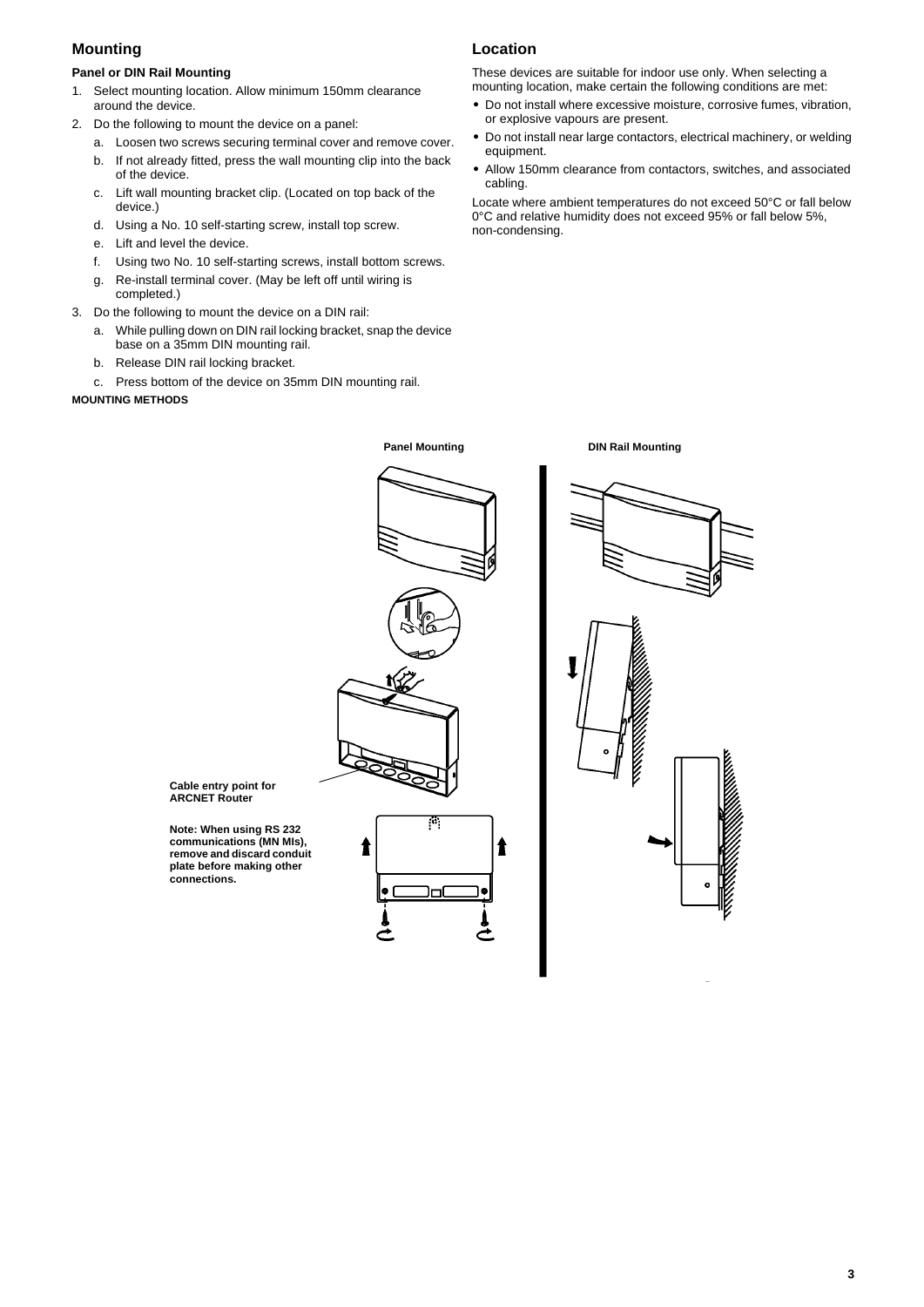## Mounting

### Panel or DIN Rail Mounting

1. Select mounting location. Allow minimum 150mm clearance around the device.
2. Do the following to mount the device on a panel:
   a. Loosen two screws securing terminal cover and remove cover.
   b. If not already fitted, press the wall mounting clip into the back of the device.
   c. Lift wall mounting bracket clip. (Located on top back of the device.)
   d. Using a No. 10 self-starting screw, install top screw.
   e. Lift and level the device.
   f. Using two No. 10 self-starting screws, install bottom screws.
   g. Re-install terminal cover. (May be left off until wiring is completed.)
3. Do the following to mount the device on a DIN rail:
   a. While pulling down on DIN rail locking bracket, snap the device base on a 35mm DIN mounting rail.
   b. Release DIN rail locking bracket.
   c. Press bottom of the device on 35mm DIN mounting rail.

**MOUNTING METHODS**

**Panel Mounting**

**DIN Rail Mounting**

**Cable entry point for ARCNET Router**

**Note: When using RS 232 communications (MN MIs), remove and discard conduit plate before making other connections.**

## Location

These devices are suitable for indoor use only. When selecting a mounting location, make certain the following conditions are met:

- Do not install where excessive moisture, corrosive fumes, vibration, or explosive vapours are present.
- Do not install near large contactors, electrical machinery, or welding equipment.
- Allow 150mm clearance from contactors, switches, and associated cabling.

Locate where ambient temperatures do not exceed 50°C or fall below 0°C and relative humidity does not exceed 95% or fall below 5%, non-condensing.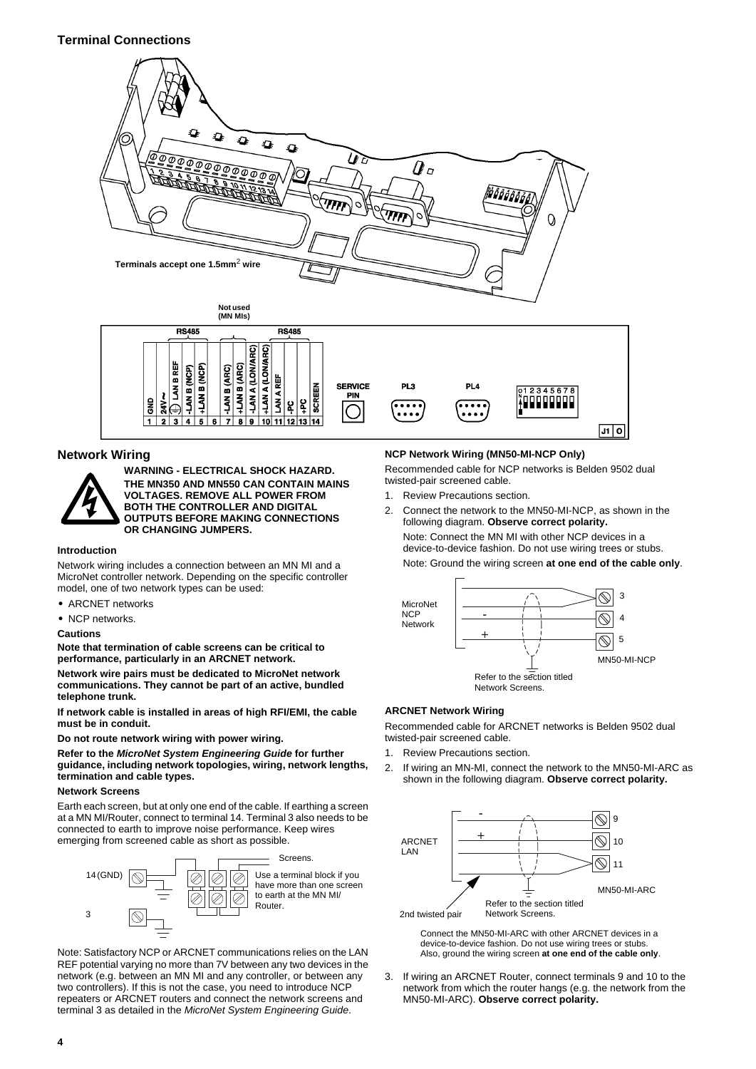## Terminal Connections

Terminals accept one 1.5mm$^2$ wire

| | RS485 | | | | Not used (MN MIs) | RS485 | | | | | | | |
|---|---|---|---|---|---|---|---|---|---|---|---|---|---|
| GND | 24V ~ | LAN B REF | -LAN B (NCP) | +LAN B (NCP) | | -LAN B (ARC) | +LAN B (ARC) | -LAN A (LON/ARC) | +LAN A (LON/ARC) | LAN A REF | -PC | +PC | SCREEN |
| 1 | 2 | 3 | 4 | 5 | 6 | 7 | 8 | 9 | 10 | 11 | 12 | 13 | 14 |

SERVICE PIN, PL3, PL4, J1

## Network Wiring

**WARNING - ELECTRICAL SHOCK HAZARD. THE MN350 AND MN550 CAN CONTAIN MAINS VOLTAGES. REMOVE ALL POWER FROM BOTH THE CONTROLLER AND DIGITAL OUTPUTS BEFORE MAKING CONNECTIONS OR CHANGING JUMPERS.**

### Introduction

Network wiring includes a connection between an MN MI and a MicroNet controller network. Depending on the specific controller model, one of two network types can be used:

- ARCNET networks
- NCP networks.

### Cautions

**Note that termination of cable screens can be critical to performance, particularly in an ARCNET network.**

**Network wire pairs must be dedicated to MicroNet network communications. They cannot be part of an active, bundled telephone trunk.**

**If network cable is installed in areas of high RFI/EMI, the cable must be in conduit.**

**Do not route network wiring with power wiring.**

**Refer to the *MicroNet System Engineering Guide* for further guidance, including network topologies, wiring, network lengths, termination and cable types.**

### Network Screens

Earth each screen, but at only one end of the cable. If earthing a screen at a MN MI/Router, connect to terminal 14. Terminal 3 also needs to be connected to earth to improve noise performance. Keep wires emerging from screened cable as short as possible.

14 (GND)  
3  
Screens.  
Use a terminal block if you have more than one screen to earth at the MN MI/ Router.

Note: Satisfactory NCP or ARCNET communications relies on the LAN REF potential varying no more than 7V between any two devices in the network (e.g. between an MN MI and any controller, or between any two controllers). If this is not the case, you need to introduce NCP repeaters or ARCNET routers and connect the network screens and terminal 3 as detailed in the *MicroNet System Engineering Guide*.

### NCP Network Wiring (MN50-MI-NCP Only)

Recommended cable for NCP networks is Belden 9502 dual twisted-pair screened cable.

1. Review Precautions section.
2. Connect the network to the MN50-MI-NCP, as shown in the following diagram. **Observe correct polarity.**

   Note: Connect the MN MI with other NCP devices in a device-to-device fashion. Do not use wiring trees or stubs.

   Note: Ground the wiring screen **at one end of the cable only**.

MicroNet NCP Network — 3, 4 (-), 5 (+) — MN50-MI-NCP  
Refer to the section titled Network Screens.

### ARCNET Network Wiring

Recommended cable for ARCNET networks is Belden 9502 dual twisted-pair screened cable.

1. Review Precautions section.
2. If wiring an MN-MI, connect the network to the MN50-MI-ARC as shown in the following diagram. **Observe correct polarity.**

ARCNET LAN — 9 (-), 10 (+), 11 — MN50-MI-ARC  
2nd twisted pair  
Refer to the section titled Network Screens.

Connect the MN50-MI-ARC with other ARCNET devices in a device-to-device fashion. Do not use wiring trees or stubs. Also, ground the wiring screen **at one end of the cable only**.

3. If wiring an ARCNET Router, connect terminals 9 and 10 to the network from which the router hangs (e.g. the network from the MN50-MI-ARC). **Observe correct polarity.**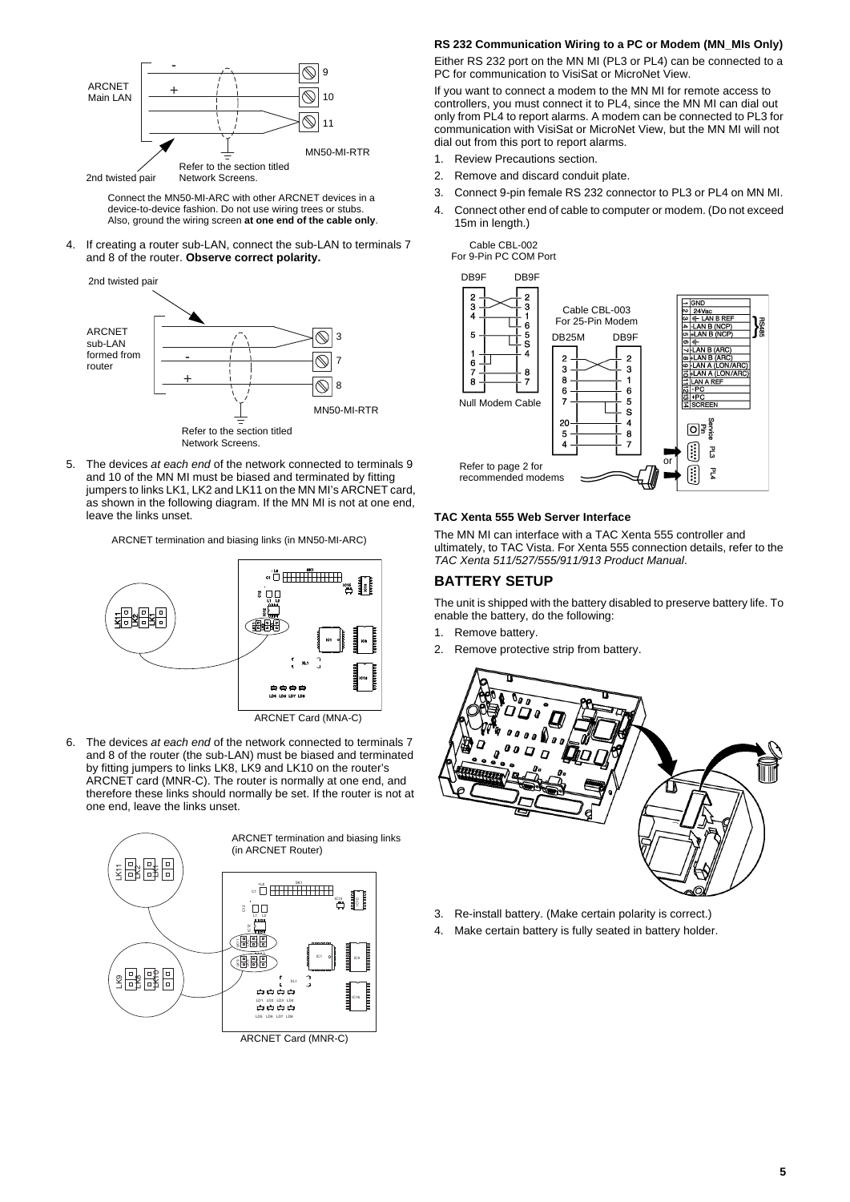ARCNET Main LAN

2nd twisted pair

Refer to the section titled Network Screens.

MN50-MI-RTR

Connect the MN50-MI-ARC with other ARCNET devices in a device-to-device fashion. Do not use wiring trees or stubs. Also, ground the wiring screen **at one end of the cable only**.

4. If creating a router sub-LAN, connect the sub-LAN to terminals 7 and 8 of the router. **Observe correct polarity.**

2nd twisted pair

ARCNET sub-LAN formed from router

Refer to the section titled Network Screens.

MN50-MI-RTR

5. The devices *at each end* of the network connected to terminals 9 and 10 of the MN MI must be biased and terminated by fitting jumpers to links LK1, LK2 and LK11 on the MN MI's ARCNET card, as shown in the following diagram. If the MN MI is not at one end, leave the links unset.

ARCNET termination and biasing links (in MN50-MI-ARC)

ARCNET Card (MNA-C)

6. The devices *at each end* of the network connected to terminals 7 and 8 of the router (the sub-LAN) must be biased and terminated by fitting jumpers to links LK8, LK9 and LK10 on the router's ARCNET card (MNR-C). The router is normally at one end, and therefore these links should normally be set. If the router is not at one end, leave the links unset.

ARCNET termination and biasing links (in ARCNET Router)

ARCNET Card (MNR-C)

### RS 232 Communication Wiring to a PC or Modem (MN_MIs Only)

Either RS 232 port on the MN MI (PL3 or PL4) can be connected to a PC for communication to VisiSat or MicroNet View.

If you want to connect a modem to the MN MI for remote access to controllers, you must connect it to PL4, since the MN MI can dial out only from PL4 to report alarms. A modem can be connected to PL3 for communication with VisiSat or MicroNet View, but the MN MI will not dial out from this port to report alarms.

1. Review Precautions section.
2. Remove and discard conduit plate.
3. Connect 9-pin female RS 232 connector to PL3 or PL4 on MN MI.
4. Connect other end of cable to computer or modem. (Do not exceed 15m in length.)

Cable CBL-002 For 9-Pin PC COM Port

Null Modem Cable

Cable CBL-003 For 25-Pin Modem

Refer to page 2 for recommended modems

### TAC Xenta 555 Web Server Interface

The MN MI can interface with a TAC Xenta 555 controller and ultimately, to TAC Vista. For Xenta 555 connection details, refer to the *TAC Xenta 511/527/555/911/913 Product Manual*.

## BATTERY SETUP

The unit is shipped with the battery disabled to preserve battery life. To enable the battery, do the following:

1. Remove battery.
2. Remove protective strip from battery.
3. Re-install battery. (Make certain polarity is correct.)
4. Make certain battery is fully seated in battery holder.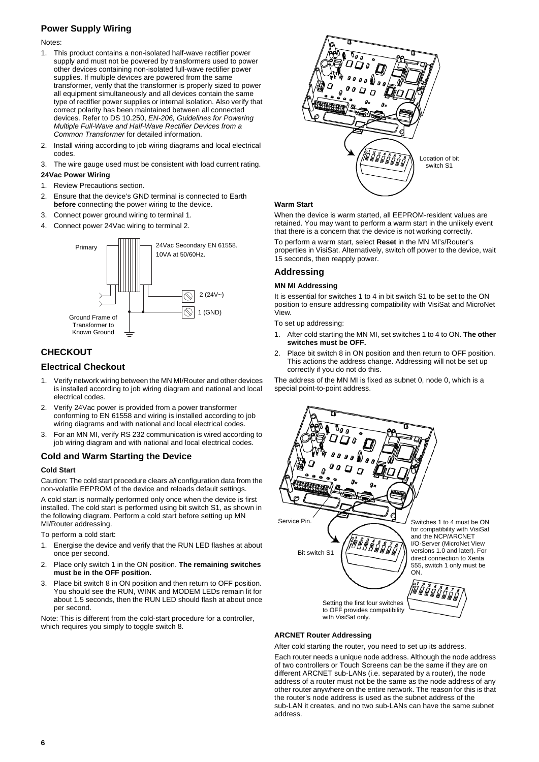## Power Supply Wiring

Notes:

1. This product contains a non-isolated half-wave rectifier power supply and must not be powered by transformers used to power other devices containing non-isolated full-wave rectifier power supplies. If multiple devices are powered from the same transformer, verify that the transformer is properly sized to power all equipment simultaneously and all devices contain the same type of rectifier power supplies or internal isolation. Also verify that correct polarity has been maintained between all connected devices. Refer to DS 10.250, *EN-206, Guidelines for Powering Multiple Full-Wave and Half-Wave Rectifier Devices from a Common Transformer* for detailed information.
2. Install wiring according to job wiring diagrams and local electrical codes.
3. The wire gauge used must be consistent with load current rating.

**24Vac Power Wiring**

1. Review Precautions section.
2. Ensure that the device's GND terminal is connected to Earth **before** connecting the power wiring to the device.
3. Connect power ground wiring to terminal 1.
4. Connect power 24Vac wiring to terminal 2.

Primary

24Vac Secondary EN 61558. 10VA at 50/60Hz.

2 (24V~)

1 (GND)

Ground Frame of Transformer to Known Ground

# CHECKOUT

## Electrical Checkout

1. Verify network wiring between the MN MI/Router and other devices is installed according to job wiring diagram and national and local electrical codes.
2. Verify 24Vac power is provided from a power transformer conforming to EN 61558 and wiring is installed according to job wiring diagrams and with national and local electrical codes.
3. For an MN MI, verify RS 232 communication is wired according to job wiring diagram and with national and local electrical codes.

## Cold and Warm Starting the Device

**Cold Start**

Caution: The cold start procedure clears *all* configuration data from the non-volatile EEPROM of the device and reloads default settings.

A cold start is normally performed only once when the device is first installed. The cold start is performed using bit switch S1, as shown in the following diagram. Perform a cold start before setting up MN MI/Router addressing.

To perform a cold start:

1. Energise the device and verify that the RUN LED flashes at about once per second.
2. Place only switch 1 in the ON position. **The remaining switches must be in the OFF position.**
3. Place bit switch 8 in ON position and then return to OFF position. You should see the RUN, WINK and MODEM LEDs remain lit for about 1.5 seconds, then the RUN LED should flash at about once per second.

Note: This is different from the cold-start procedure for a controller, which requires you simply to toggle switch 8.

Location of bit switch S1

**Warm Start**

When the device is warm started, all EEPROM-resident values are retained. You may want to perform a warm start in the unlikely event that there is a concern that the device is not working correctly.

To perform a warm start, select **Reset** in the MN MI's/Router's properties in VisiSat. Alternatively, switch off power to the device, wait 15 seconds, then reapply power.

## Addressing

**MN MI Addressing**

It is essential for switches 1 to 4 in bit switch S1 to be set to the ON position to ensure addressing compatibility with VisiSat and MicroNet View.

To set up addressing:

1. After cold starting the MN MI, set switches 1 to 4 to ON. **The other switches must be OFF.**
2. Place bit switch 8 in ON position and then return to OFF position. This actions the address change. Addressing will not be set up correctly if you do not do this.

The address of the MN MI is fixed as subnet 0, node 0, which is a special point-to-point address.

Service Pin.

Bit switch S1

Switches 1 to 4 must be ON for compatibility with VisiSat and the NCP/ARCNET I/O-Server (MicroNet View versions 1.0 and later). For direct connection to Xenta 555, switch 1 only must be ON.

Setting the first four switches to OFF provides compatibility with VisiSat only.

**ARCNET Router Addressing**

After cold starting the router, you need to set up its address.

Each router needs a unique node address. Although the node address of two controllers or Touch Screens can be the same if they are on different ARCNET sub-LANs (i.e. separated by a router), the node address of a router must not be the same as the node address of any other router anywhere on the entire network. The reason for this is that the router's node address is used as the subnet address of the sub-LAN it creates, and no two sub-LANs can have the same subnet address.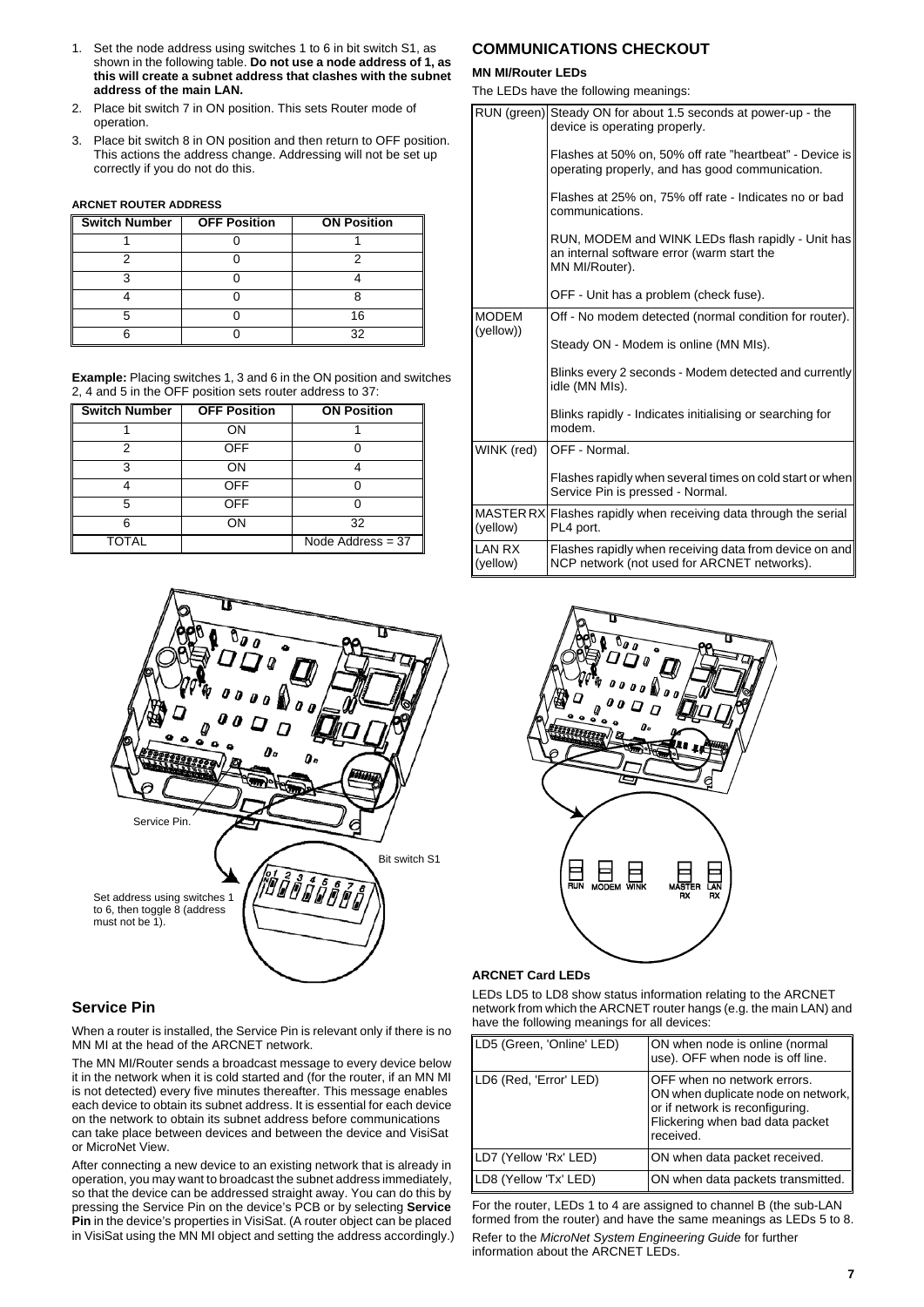1. Set the node address using switches 1 to 6 in bit switch S1, as shown in the following table. **Do not use a node address of 1, as this will create a subnet address that clashes with the subnet address of the main LAN.**
2. Place bit switch 7 in ON position. This sets Router mode of operation.
3. Place bit switch 8 in ON position and then return to OFF position. This actions the address change. Addressing will not be set up correctly if you do not do this.

**ARCNET ROUTER ADDRESS**

| Switch Number | OFF Position | ON Position |
|---|---|---|
| 1 | 0 | 1 |
| 2 | 0 | 2 |
| 3 | 0 | 4 |
| 4 | 0 | 8 |
| 5 | 0 | 16 |
| 6 | 0 | 32 |

**Example:** Placing switches 1, 3 and 6 in the ON position and switches 2, 4 and 5 in the OFF position sets router address to 37:

| Switch Number | OFF Position | ON Position |
|---|---|---|
| 1 | ON | 1 |
| 2 | OFF | 0 |
| 3 | ON | 4 |
| 4 | OFF | 0 |
| 5 | OFF | 0 |
| 6 | ON | 32 |
| TOTAL | | Node Address = 37 |

Service Pin.

Bit switch S1

Set address using switches 1 to 6, then toggle 8 (address must not be 1).

## Service Pin

When a router is installed, the Service Pin is relevant only if there is no MN MI at the head of the ARCNET network.

The MN MI/Router sends a broadcast message to every device below it in the network when it is cold started and (for the router, if an MN MI is not detected) every five minutes thereafter. This message enables each device to obtain its subnet address. It is essential for each device on the network to obtain its subnet address before communications can take place between devices and between the device and VisiSat or MicroNet View.

After connecting a new device to an existing network that is already in operation, you may want to broadcast the subnet address immediately, so that the device can be addressed straight away. You can do this by pressing the Service Pin on the device's PCB or by selecting **Service Pin** in the device's properties in VisiSat. (A router object can be placed in VisiSat using the MN MI object and setting the address accordingly.)

## COMMUNICATIONS CHECKOUT

**MN MI/Router LEDs**

The LEDs have the following meanings:

| LED | Meaning |
|---|---|
| RUN (green) | Steady ON for about 1.5 seconds at power-up - the device is operating properly.<br><br>Flashes at 50% on, 50% off rate "heartbeat" - Device is operating properly, and has good communication.<br><br>Flashes at 25% on, 75% off rate - Indicates no or bad communications.<br><br>RUN, MODEM and WINK LEDs flash rapidly - Unit has an internal software error (warm start the MN MI/Router).<br><br>OFF - Unit has a problem (check fuse). |
| MODEM (yellow)) | Off - No modem detected (normal condition for router).<br><br>Steady ON - Modem is online (MN MIs).<br><br>Blinks every 2 seconds - Modem detected and currently idle (MN MIs).<br><br>Blinks rapidly - Indicates initialising or searching for modem. |
| WINK (red) | OFF - Normal.<br><br>Flashes rapidly when several times on cold start or when Service Pin is pressed - Normal. |
| MASTER RX (yellow) | Flashes rapidly when receiving data through the serial PL4 port. |
| LAN RX (yellow) | Flashes rapidly when receiving data from device on and NCP network (not used for ARCNET networks). |

RUN MODEM WINK MASTER RX LAN RX

**ARCNET Card LEDs**

LEDs LD5 to LD8 show status information relating to the ARCNET network from which the ARCNET router hangs (e.g. the main LAN) and have the following meanings for all devices:

| LED | Meaning |
|---|---|
| LD5 (Green, 'Online' LED) | ON when node is online (normal use). OFF when node is off line. |
| LD6 (Red, 'Error' LED) | OFF when no network errors. ON when duplicate node on network, or if network is reconfiguring. Flickering when bad data packet received. |
| LD7 (Yellow 'Rx' LED) | ON when data packet received. |
| LD8 (Yellow 'Tx' LED) | ON when data packets transmitted. |

For the router, LEDs 1 to 4 are assigned to channel B (the sub-LAN formed from the router) and have the same meanings as LEDs 5 to 8.

Refer to the *MicroNet System Engineering Guide* for further information about the ARCNET LEDs.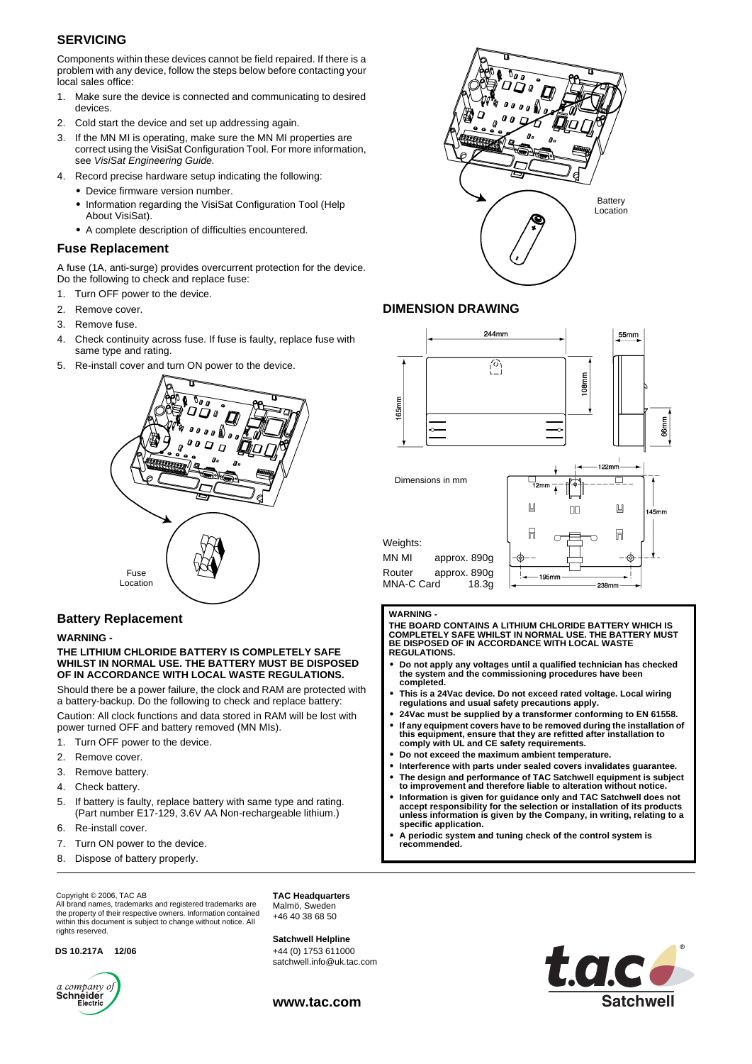## SERVICING

Components within these devices cannot be field repaired. If there is a problem with any device, follow the steps below before contacting your local sales office:

1. Make sure the device is connected and communicating to desired devices.
2. Cold start the device and set up addressing again.
3. If the MN MI is operating, make sure the MN MI properties are correct using the VisiSat Configuration Tool. For more information, see *VisiSat Engineering Guide.*
4. Record precise hardware setup indicating the following:
   - Device firmware version number.
   - Information regarding the VisiSat Configuration Tool (Help About VisiSat).
   - A complete description of difficulties encountered.

### Fuse Replacement

A fuse (1A, anti-surge) provides overcurrent protection for the device. Do the following to check and replace fuse:

1. Turn OFF power to the device.
2. Remove cover.
3. Remove fuse.
4. Check continuity across fuse. If fuse is faulty, replace fuse with same type and rating.
5. Re-install cover and turn ON power to the device.

Fuse Location

### Battery Replacement

**WARNING -**

**THE LITHIUM CHLORIDE BATTERY IS COMPLETELY SAFE WHILST IN NORMAL USE. THE BATTERY MUST BE DISPOSED OF IN ACCORDANCE WITH LOCAL WASTE REGULATIONS.**

Should there be a power failure, the clock and RAM are protected with a battery-backup. Do the following to check and replace battery:

Caution: All clock functions and data stored in RAM will be lost with power turned OFF and battery removed (MN MIs).

1. Turn OFF power to the device.
2. Remove cover.
3. Remove battery.
4. Check battery.
5. If battery is faulty, replace battery with same type and rating. (Part number E17-129, 3.6V AA Non-rechargeable lithium.)
6. Re-install cover.
7. Turn ON power to the device.
8. Dispose of battery properly.

Battery Location

## DIMENSION DRAWING

244mm
55mm
108mm
165mm
66mm
122mm
12mm
145mm
195mm
238mm

Dimensions in mm

Weights:

| | |
|---|---|
| MN MI | approx. 890g |
| Router | approx. 890g |
| MNA-C Card | 18.3g |

**WARNING -**

**THE BOARD CONTAINS A LITHIUM CHLORIDE BATTERY WHICH IS COMPLETELY SAFE WHILST IN NORMAL USE. THE BATTERY MUST BE DISPOSED OF IN ACCORDANCE WITH LOCAL WASTE REGULATIONS.**

- **Do not apply any voltages until a qualified technician has checked the system and the commissioning procedures have been completed.**
- **This is a 24Vac device. Do not exceed rated voltage. Local wiring regulations and usual safety precautions apply.**
- **24Vac must be supplied by a transformer conforming to EN 61558.**
- **If any equipment covers have to be removed during the installation of this equipment, ensure that they are refitted after installation to comply with UL and CE safety requirements.**
- **Do not exceed the maximum ambient temperature.**
- **Interference with parts under sealed covers invalidates guarantee.**
- **The design and performance of TAC Satchwell equipment is subject to improvement and therefore liable to alteration without notice.**
- **Information is given for guidance only and TAC Satchwell does not accept responsibility for the selection or installation of its products unless information is given by the Company, in writing, relating to a specific application.**
- **A periodic system and tuning check of the control system is recommended.**

Copyright © 2006, TAC AB
All brand names, trademarks and registered trademarks are the property of their respective owners. Information contained within this document is subject to change without notice. All rights reserved.

**DS 10.217A 12/06**

**TAC Headquarters**
Malmö, Sweden
+46 40 38 68 50

**Satchwell Helpline**
+44 (0) 1753 611000
satchwell.info@uk.tac.com

**www.tac.com**

a company of Schneider Electric

t.a.c Satchwell